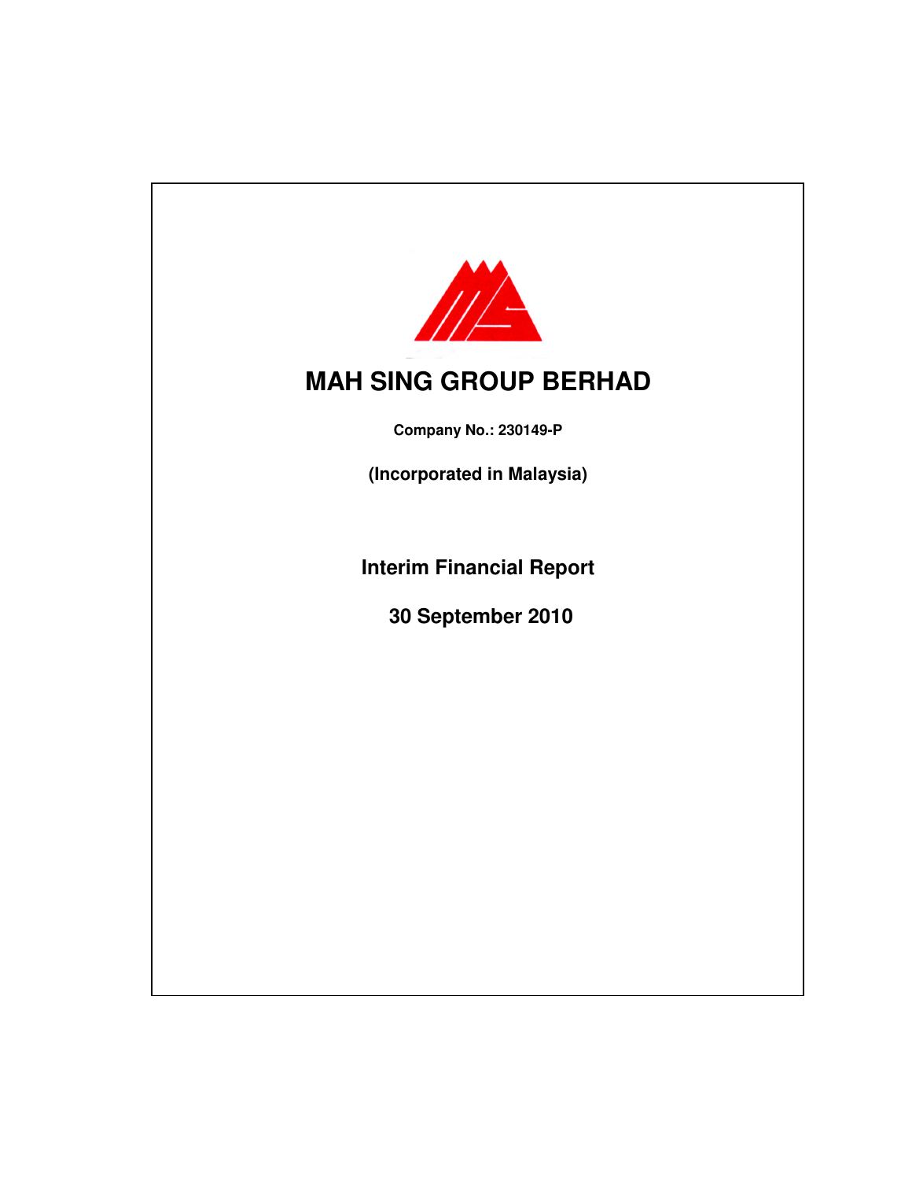# MAH SING GROUP BERHAD

**Company No.: 230149-P**

**(Incorporated in Malaysia)**

## Interim Financial Report

## 30 September 2010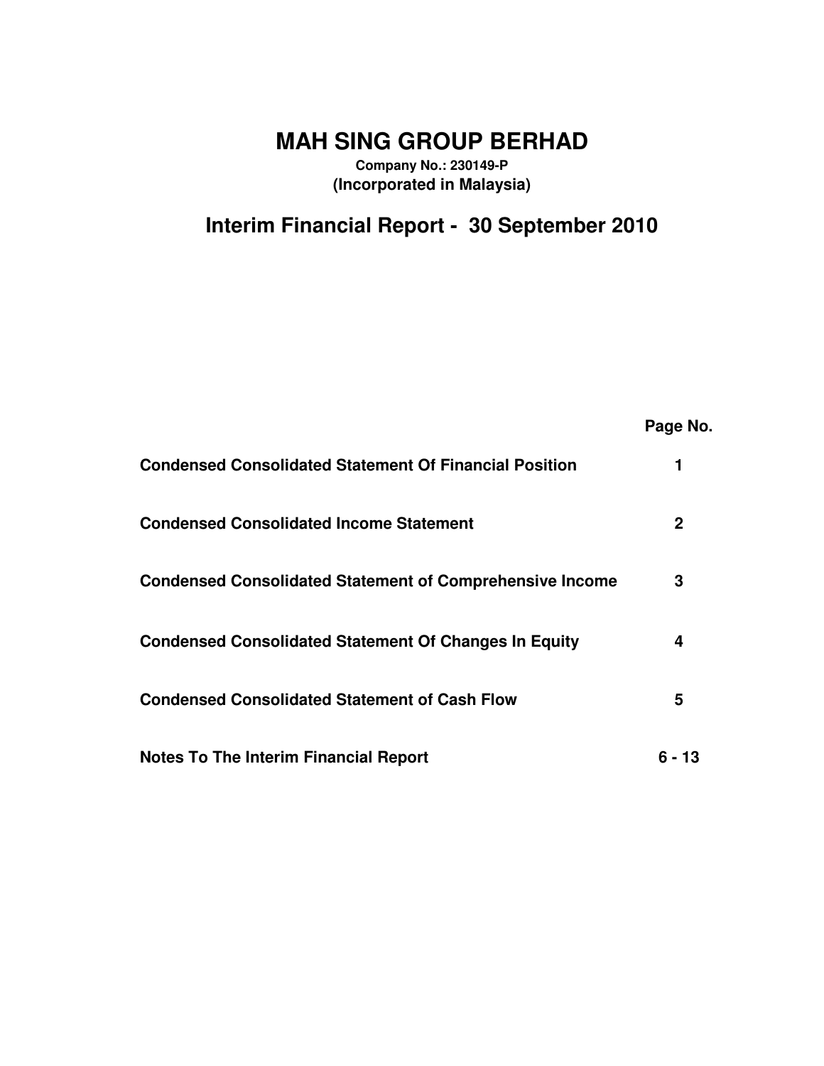# MAH SING GROUP BERHAD

**Company No.: 230149-P**
**(Incorporated in Malaysia)**

## Interim Financial Report - 30 September 2010

| | Page No. |
|---|---|
| **Condensed Consolidated Statement Of Financial Position** | **1** |
| **Condensed Consolidated Income Statement** | **2** |
| **Condensed Consolidated Statement of Comprehensive Income** | **3** |
| **Condensed Consolidated Statement Of Changes In Equity** | **4** |
| **Condensed Consolidated Statement of Cash Flow** | **5** |
| **Notes To The Interim Financial Report** | **6 - 13** |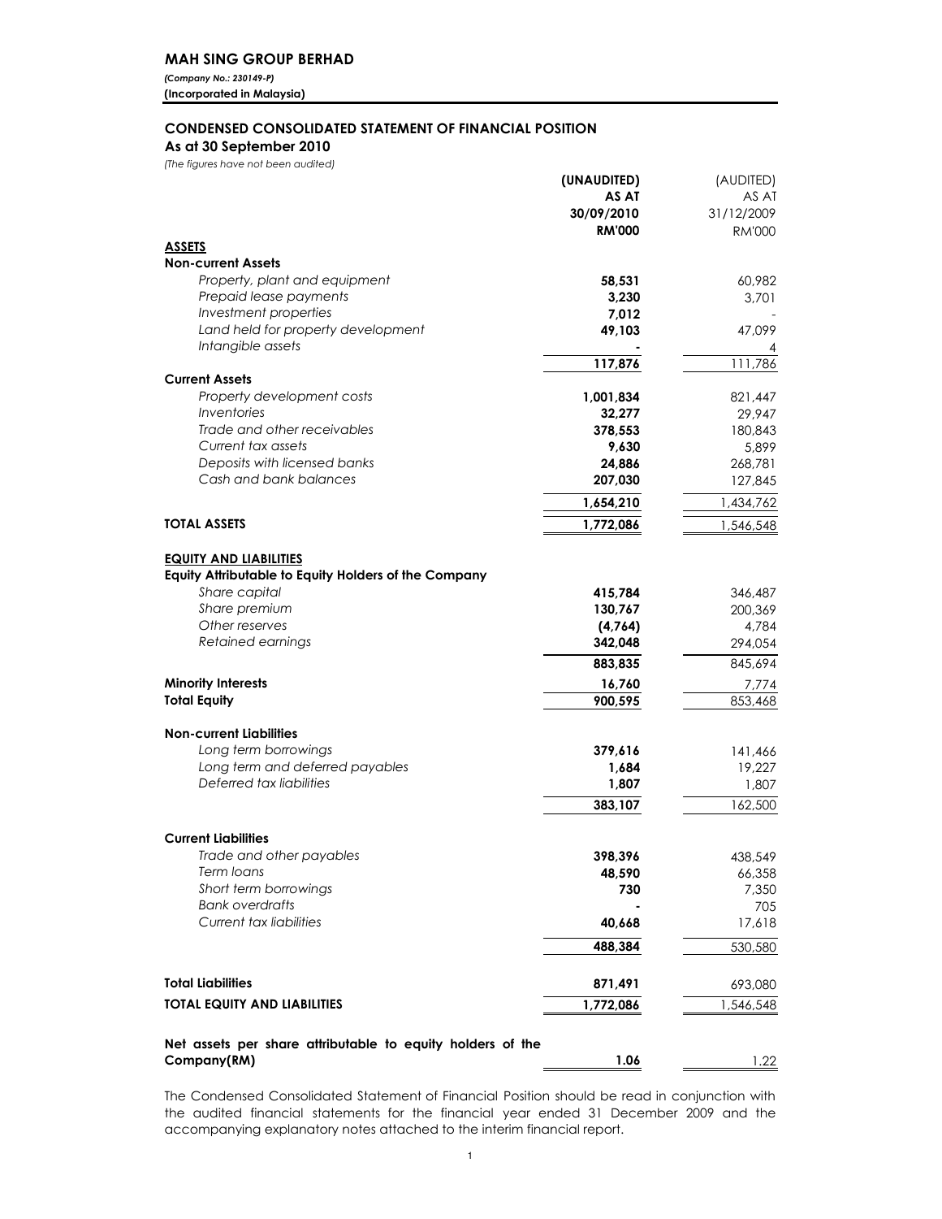**MAH SING GROUP BERHAD**

*(Company No.: 230149-P)*

**(Incorporated in Malaysia)**

## CONDENSED CONSOLIDATED STATEMENT OF FINANCIAL POSITION

**As at 30 September 2010**

*(The figures have not been audited)*

| | **(UNAUDITED) AS AT 30/09/2010 RM'000** | (AUDITED) AS AT 31/12/2009 RM'000 |
|---|---|---|
| **ASSETS** | | |
| **Non-current Assets** | | |
| *Property, plant and equipment* | **58,531** | 60,982 |
| *Prepaid lease payments* | **3,230** | 3,701 |
| *Investment properties* | **7,012** | - |
| *Land held for property development* | **49,103** | 47,099 |
| *Intangible assets* | **-** | 4 |
| | **117,876** | 111,786 |
| **Current Assets** | | |
| *Property development costs* | **1,001,834** | 821,447 |
| *Inventories* | **32,277** | 29,947 |
| *Trade and other receivables* | **378,553** | 180,843 |
| *Current tax assets* | **9,630** | 5,899 |
| *Deposits with licensed banks* | **24,886** | 268,781 |
| *Cash and bank balances* | **207,030** | 127,845 |
| | **1,654,210** | 1,434,762 |
| **TOTAL ASSETS** | **1,772,086** | 1,546,548 |
| **EQUITY AND LIABILITIES** | | |
| **Equity Attributable to Equity Holders of the Company** | | |
| *Share capital* | **415,784** | 346,487 |
| *Share premium* | **130,767** | 200,369 |
| *Other reserves* | **(4,764)** | 4,784 |
| *Retained earnings* | **342,048** | 294,054 |
| | **883,835** | 845,694 |
| **Minority Interests** | **16,760** | 7,774 |
| **Total Equity** | **900,595** | 853,468 |
| **Non-current Liabilities** | | |
| *Long term borrowings* | **379,616** | 141,466 |
| *Long term and deferred payables* | **1,684** | 19,227 |
| *Deferred tax liabilities* | **1,807** | 1,807 |
| | **383,107** | 162,500 |
| **Current Liabilities** | | |
| *Trade and other payables* | **398,396** | 438,549 |
| *Term loans* | **48,590** | 66,358 |
| *Short term borrowings* | **730** | 7,350 |
| *Bank overdrafts* | **-** | 705 |
| *Current tax liabilities* | **40,668** | 17,618 |
| | **488,384** | 530,580 |
| **Total Liabilities** | **871,491** | 693,080 |
| **TOTAL EQUITY AND LIABILITIES** | **1,772,086** | 1,546,548 |
| **Net assets per share attributable to equity holders of the Company(RM)** | **1.06** | 1.22 |

The Condensed Consolidated Statement of Financial Position should be read in conjunction with the audited financial statements for the financial year ended 31 December 2009 and the accompanying explanatory notes attached to the interim financial report.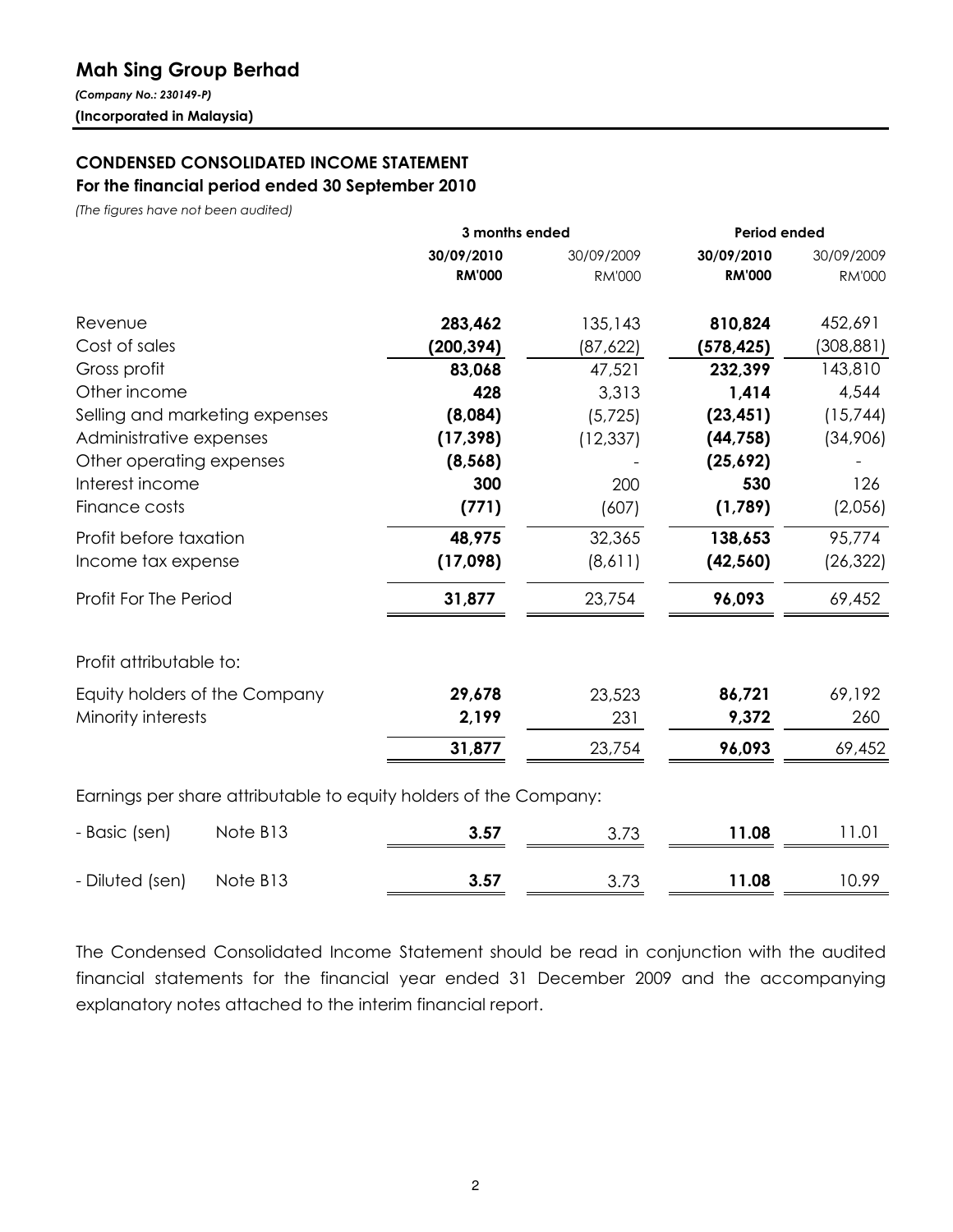# Mah Sing Group Berhad

*(Company No.: 230149-P)*

**(Incorporated in Malaysia)**

## CONDENSED CONSOLIDATED INCOME STATEMENT

### For the financial period ended 30 September 2010

*(The figures have not been audited)*

| | | 3 months ended | | Period ended | |
|---|---|---|---|---|---|
| | | **30/09/2010** | 30/09/2009 | **30/09/2010** | 30/09/2009 |
| | | **RM'000** | RM'000 | **RM'000** | RM'000 |
| Revenue | | **283,462** | 135,143 | **810,824** | 452,691 |
| Cost of sales | | **(200,394)** | (87,622) | **(578,425)** | (308,881) |
| Gross profit | | **83,068** | 47,521 | **232,399** | 143,810 |
| Other income | | **428** | 3,313 | **1,414** | 4,544 |
| Selling and marketing expenses | | **(8,084)** | (5,725) | **(23,451)** | (15,744) |
| Administrative expenses | | **(17,398)** | (12,337) | **(44,758)** | (34,906) |
| Other operating expenses | | **(8,568)** | - | **(25,692)** | - |
| Interest income | | **300** | 200 | **530** | 126 |
| Finance costs | | **(771)** | (607) | **(1,789)** | (2,056) |
| Profit before taxation | | **48,975** | 32,365 | **138,653** | 95,774 |
| Income tax expense | | **(17,098)** | (8,611) | **(42,560)** | (26,322) |
| Profit For The Period | | **31,877** | 23,754 | **96,093** | 69,452 |
| | | | | | |
| Profit attributable to: | | | | | |
| Equity holders of the Company | | **29,678** | 23,523 | **86,721** | 69,192 |
| Minority interests | | **2,199** | 231 | **9,372** | 260 |
| | | **31,877** | 23,754 | **96,093** | 69,452 |
| | | | | | |
| Earnings per share attributable to equity holders of the Company: | | | | | |
| - Basic (sen) | Note B13 | **3.57** | 3.73 | **11.08** | 11.01 |
| - Diluted (sen) | Note B13 | **3.57** | 3.73 | **11.08** | 10.99 |

The Condensed Consolidated Income Statement should be read in conjunction with the audited financial statements for the financial year ended 31 December 2009 and the accompanying explanatory notes attached to the interim financial report.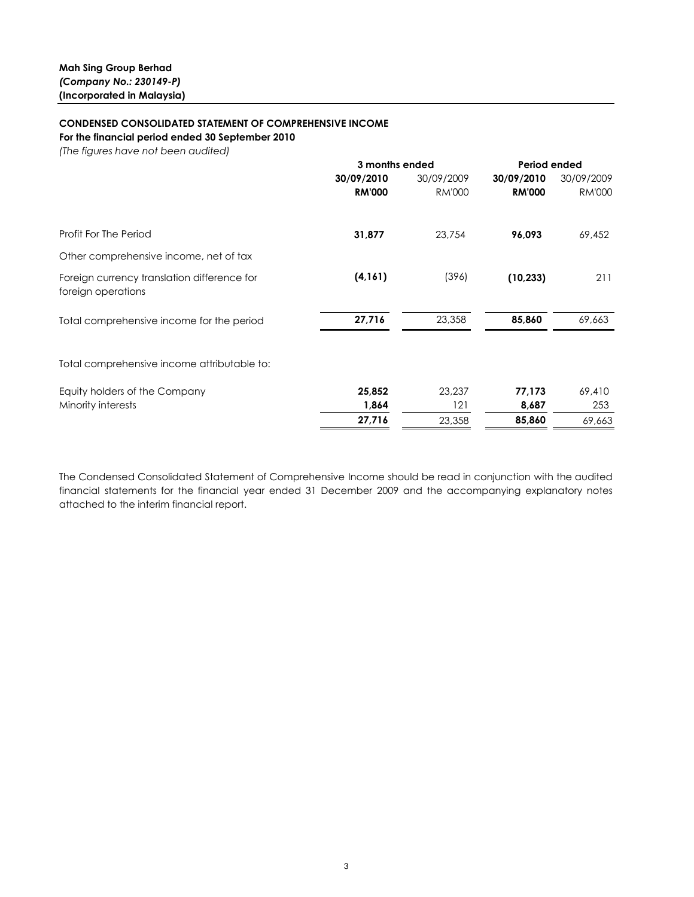**Mah Sing Group Berhad**
***(Company No.: 230149-P)***
**(Incorporated in Malaysia)**

**CONDENSED CONSOLIDATED STATEMENT OF COMPREHENSIVE INCOME**
**For the financial period ended 30 September 2010**
*(The figures have not been audited)*

| | 3 months ended | | Period ended | |
|---|---|---|---|---|
| | **30/09/2010** | 30/09/2009 | **30/09/2010** | 30/09/2009 |
| | **RM'000** | RM'000 | **RM'000** | RM'000 |
| Profit For The Period | **31,877** | 23,754 | **96,093** | 69,452 |
| Other comprehensive income, net of tax | | | | |
| Foreign currency translation difference for foreign operations | **(4,161)** | (396) | **(10,233)** | 211 |
| Total comprehensive income for the period | **27,716** | 23,358 | **85,860** | 69,663 |
| Total comprehensive income attributable to: | | | | |
| Equity holders of the Company | **25,852** | 23,237 | **77,173** | 69,410 |
| Minority interests | **1,864** | 121 | **8,687** | 253 |
| | **27,716** | 23,358 | **85,860** | 69,663 |

The Condensed Consolidated Statement of Comprehensive Income should be read in conjunction with the audited financial statements for the financial year ended 31 December 2009 and the accompanying explanatory notes attached to the interim financial report.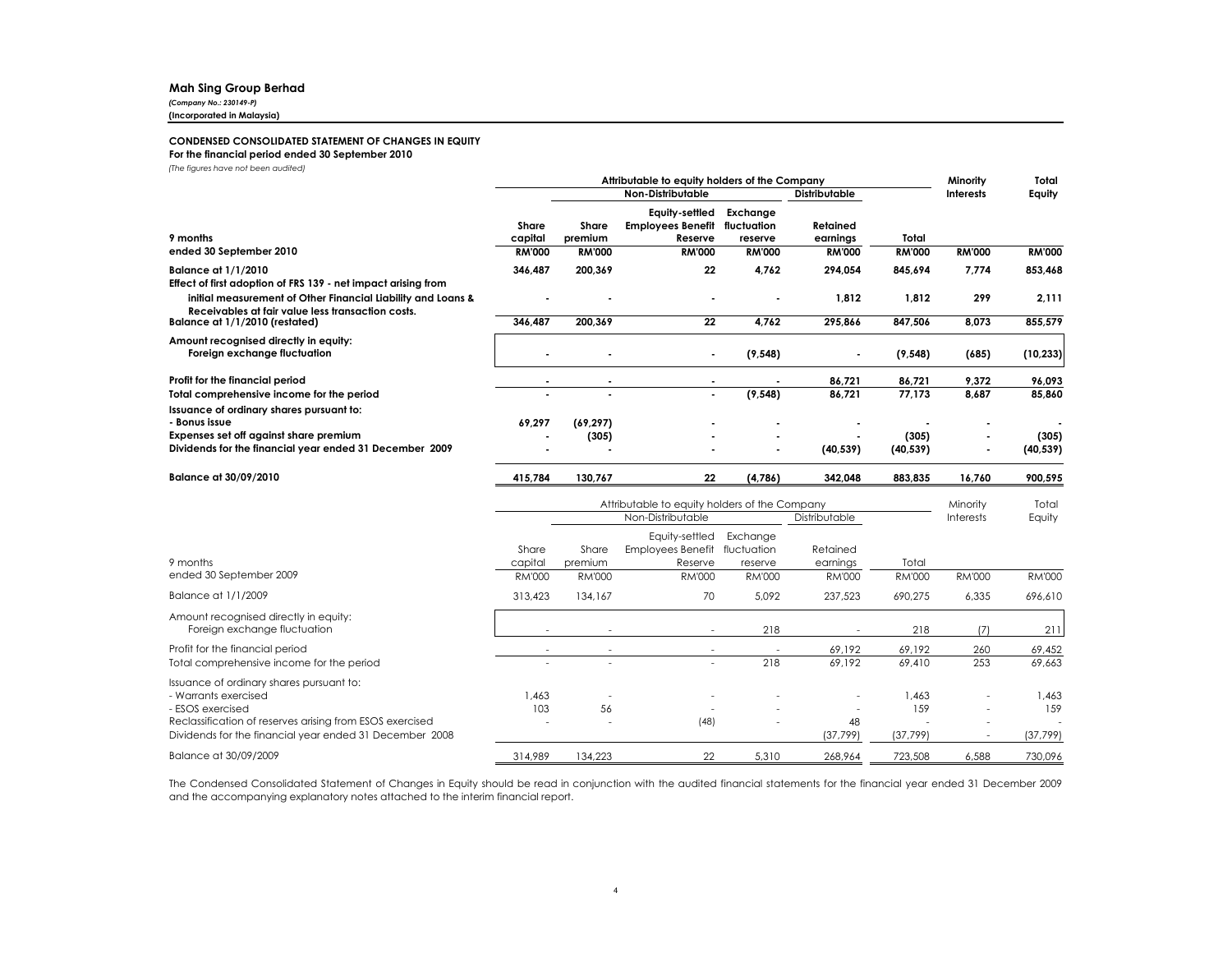**Mah Sing Group Berhad**
*(Company No.: 230149-P)*
**(Incorporated in Malaysia)**

**CONDENSED CONSOLIDATED STATEMENT OF CHANGES IN EQUITY**
**For the financial period ended 30 September 2010**
*(The figures have not been audited)*

| | Attributable to equity holders of the Company | | | | | | Minority Interests | Total Equity |
|---|---|---|---|---|---|---|---|---|
| | | Non-Distributable | | | Distributable | | | |
| **9 months ended 30 September 2010** | **Share capital** | **Share premium** | **Equity-settled Employees Benefit Reserve** | **Exchange fluctuation reserve** | **Retained earnings** | **Total** | | |
| | **RM'000** | **RM'000** | **RM'000** | **RM'000** | **RM'000** | **RM'000** | **RM'000** | **RM'000** |
| **Balance at 1/1/2010** | **346,487** | **200,369** | **22** | **4,762** | **294,054** | **845,694** | **7,774** | **853,468** |
| **Effect of first adoption of FRS 139 - net impact arising from initial measurement of Other Financial Liability and Loans & Receivables at fair value less transaction costs.** | **-** | **-** | **-** | **-** | **1,812** | **1,812** | **299** | **2,111** |
| **Balance at 1/1/2010 (restated)** | **346,487** | **200,369** | **22** | **4,762** | **295,866** | **847,506** | **8,073** | **855,579** |
| **Amount recognised directly in equity:** | | | | | | | | |
| **Foreign exchange fluctuation** | **-** | **-** | **-** | **(9,548)** | **-** | **(9,548)** | **(685)** | **(10,233)** |
| **Profit for the financial period** | **-** | **-** | **-** | **-** | **86,721** | **86,721** | **9,372** | **96,093** |
| **Total comprehensive income for the period** | **-** | **-** | **-** | **(9,548)** | **86,721** | **77,173** | **8,687** | **85,860** |
| **Issuance of ordinary shares pursuant to:** | | | | | | | | |
| **- Bonus issue** | **69,297** | **(69,297)** | **-** | **-** | **-** | **-** | **-** | **-** |
| **Expenses set off against share premium** | **-** | **(305)** | **-** | **-** | **-** | **(305)** | **-** | **(305)** |
| **Dividends for the financial year ended 31 December 2009** | **-** | **-** | **-** | **-** | **(40,539)** | **(40,539)** | **-** | **(40,539)** |
| **Balance at 30/09/2010** | **415,784** | **130,767** | **22** | **(4,786)** | **342,048** | **883,835** | **16,760** | **900,595** |

| | Attributable to equity holders of the Company | | | | | | Minority Interests | Total Equity |
|---|---|---|---|---|---|---|---|---|
| | | Non-Distributable | | | Distributable | | | |
| 9 months ended 30 September 2009 | Share capital | Share premium | Equity-settled Employees Benefit Reserve | Exchange fluctuation reserve | Retained earnings | Total | | |
| | RM'000 | RM'000 | RM'000 | RM'000 | RM'000 | RM'000 | RM'000 | RM'000 |
| Balance at 1/1/2009 | 313,423 | 134,167 | 70 | 5,092 | 237,523 | 690,275 | 6,335 | 696,610 |
| Amount recognised directly in equity: | | | | | | | | |
| Foreign exchange fluctuation | - | - | - | 218 | - | 218 | (7) | 211 |
| Profit for the financial period | - | - | - | - | 69,192 | 69,192 | 260 | 69,452 |
| Total comprehensive income for the period | - | - | - | 218 | 69,192 | 69,410 | 253 | 69,663 |
| Issuance of ordinary shares pursuant to: | | | | | | | | |
| - Warrants exercised | 1,463 | - | - | - | - | 1,463 | - | 1,463 |
| - ESOS exercised | 103 | 56 | - | - | - | 159 | - | 159 |
| Reclassification of reserves arising from ESOS exercised | - | - | (48) | - | 48 | - | - | - |
| Dividends for the financial year ended 31 December 2008 | | | | | (37,799) | (37,799) | - | (37,799) |
| Balance at 30/09/2009 | 314,989 | 134,223 | 22 | 5,310 | 268,964 | 723,508 | 6,588 | 730,096 |

The Condensed Consolidated Statement of Changes in Equity should be read in conjunction with the audited financial statements for the financial year ended 31 December 2009 and the accompanying explanatory notes attached to the interim financial report.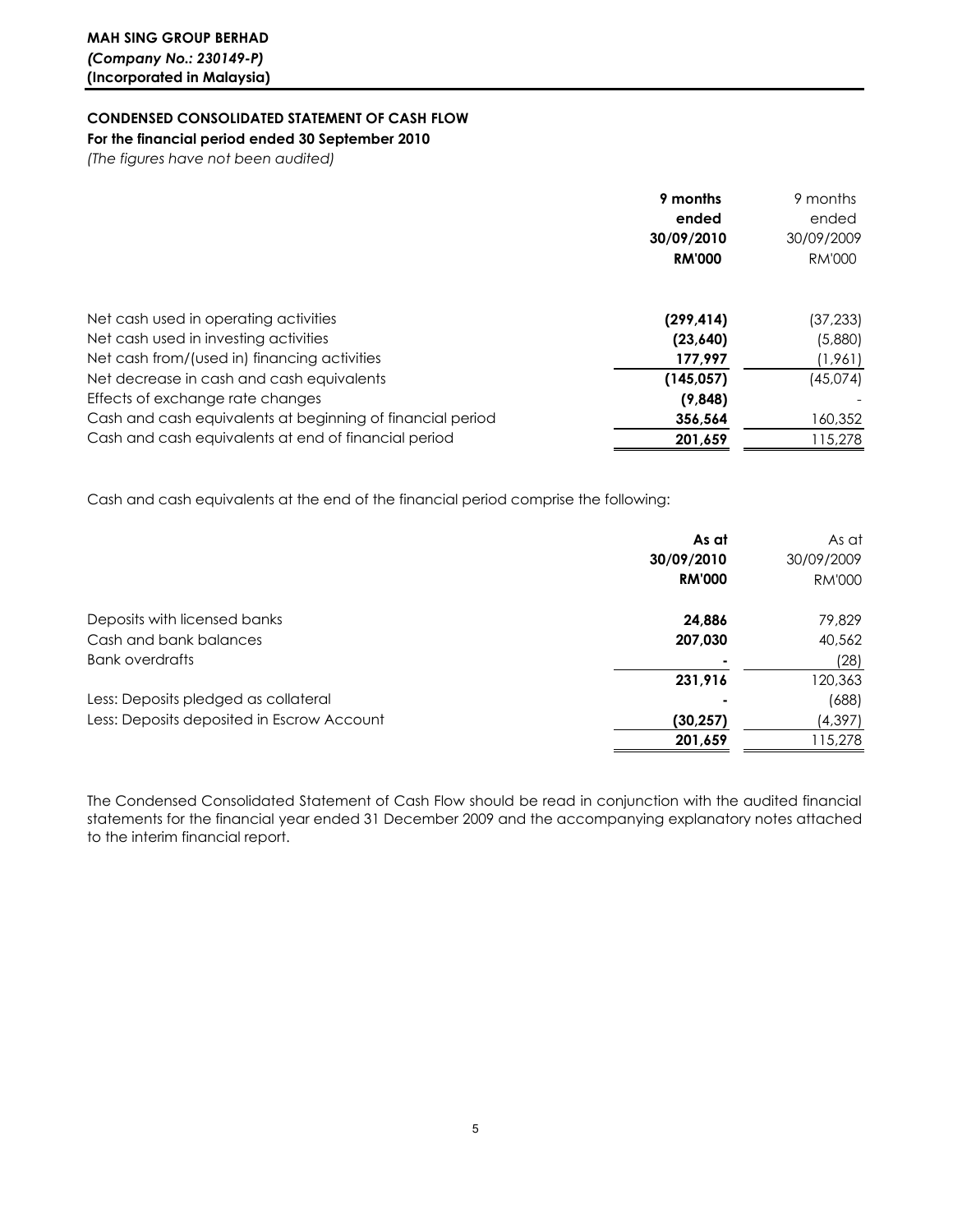**MAH SING GROUP BERHAD**
***(Company No.: 230149-P)***
**(Incorporated in Malaysia)**

**CONDENSED CONSOLIDATED STATEMENT OF CASH FLOW**
**For the financial period ended 30 September 2010**
*(The figures have not been audited)*

| | **9 months ended 30/09/2010 RM'000** | 9 months ended 30/09/2009 RM'000 |
|---|---|---|
| Net cash used in operating activities | **(299,414)** | (37,233) |
| Net cash used in investing activities | **(23,640)** | (5,880) |
| Net cash from/(used in) financing activities | **177,997** | (1,961) |
| Net decrease in cash and cash equivalents | **(145,057)** | (45,074) |
| Effects of exchange rate changes | **(9,848)** | - |
| Cash and cash equivalents at beginning of financial period | **356,564** | 160,352 |
| Cash and cash equivalents at end of financial period | **201,659** | 115,278 |

Cash and cash equivalents at the end of the financial period comprise the following:

| | **As at 30/09/2010 RM'000** | As at 30/09/2009 RM'000 |
|---|---|---|
| Deposits with licensed banks | **24,886** | 79,829 |
| Cash and bank balances | **207,030** | 40,562 |
| Bank overdrafts | **-** | (28) |
| | **231,916** | 120,363 |
| Less: Deposits pledged as collateral | **-** | (688) |
| Less: Deposits deposited in Escrow Account | **(30,257)** | (4,397) |
| | **201,659** | 115,278 |

The Condensed Consolidated Statement of Cash Flow should be read in conjunction with the audited financial statements for the financial year ended 31 December 2009 and the accompanying explanatory notes attached to the interim financial report.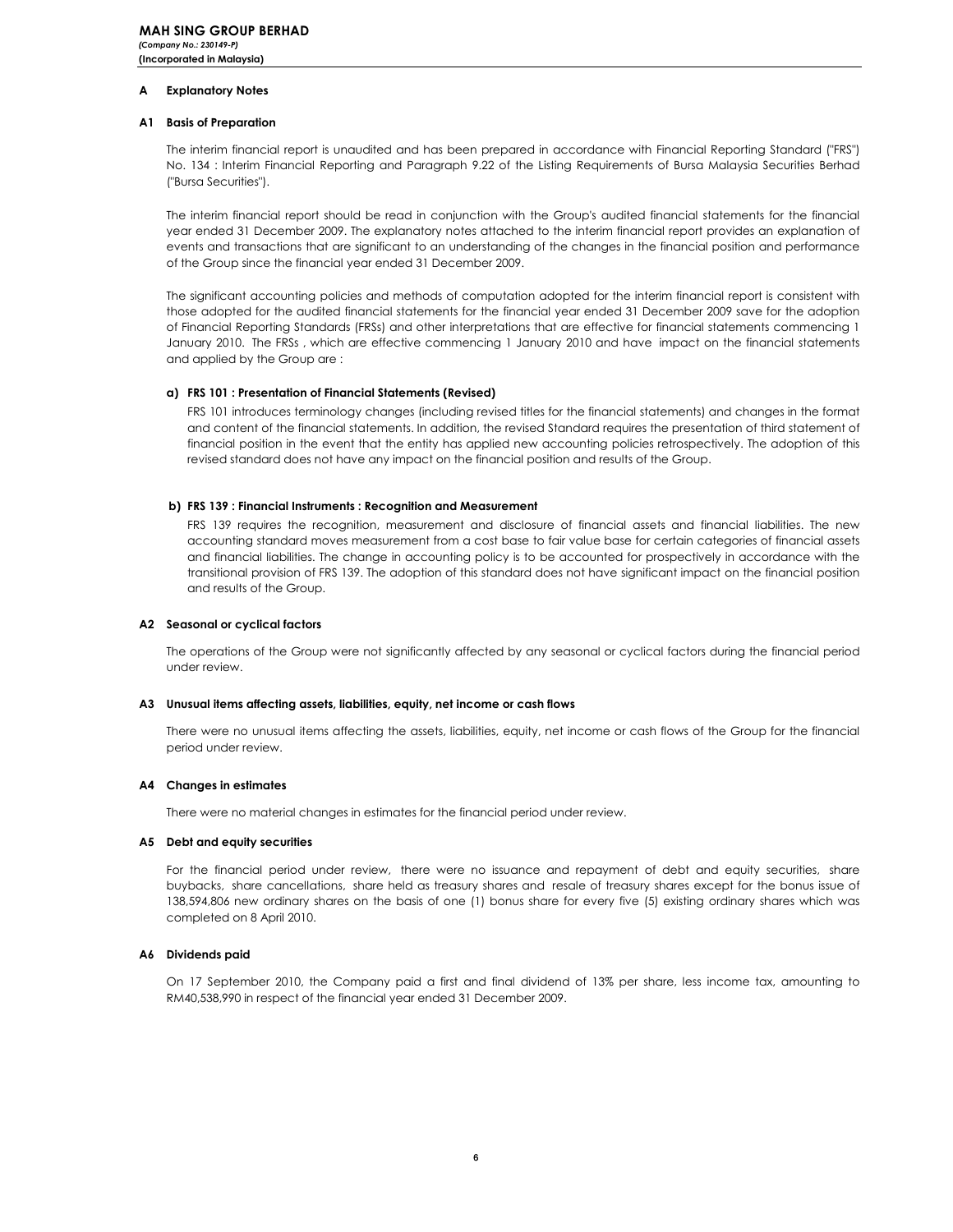**MAH SING GROUP BERHAD**
*(Company No.: 230149-P)*
**(Incorporated in Malaysia)**

## A Explanatory Notes

### A1 Basis of Preparation

The interim financial report is unaudited and has been prepared in accordance with Financial Reporting Standard ("FRS") No. 134 : Interim Financial Reporting and Paragraph 9.22 of the Listing Requirements of Bursa Malaysia Securities Berhad ("Bursa Securities").

The interim financial report should be read in conjunction with the Group's audited financial statements for the financial year ended 31 December 2009. The explanatory notes attached to the interim financial report provides an explanation of events and transactions that are significant to an understanding of the changes in the financial position and performance of the Group since the financial year ended 31 December 2009.

The significant accounting policies and methods of computation adopted for the interim financial report is consistent with those adopted for the audited financial statements for the financial year ended 31 December 2009 save for the adoption of Financial Reporting Standards (FRSs) and other interpretations that are effective for financial statements commencing 1 January 2010. The FRSs , which are effective commencing 1 January 2010 and have impact on the financial statements and applied by the Group are :

**a) FRS 101 : Presentation of Financial Statements (Revised)**

FRS 101 introduces terminology changes (including revised titles for the financial statements) and changes in the format and content of the financial statements. In addition, the revised Standard requires the presentation of third statement of financial position in the event that the entity has applied new accounting policies retrospectively. The adoption of this revised standard does not have any impact on the financial position and results of the Group.

**b) FRS 139 : Financial Instruments : Recognition and Measurement**

FRS 139 requires the recognition, measurement and disclosure of financial assets and financial liabilities. The new accounting standard moves measurement from a cost base to fair value base for certain categories of financial assets and financial liabilities. The change in accounting policy is to be accounted for prospectively in accordance with the transitional provision of FRS 139. The adoption of this standard does not have significant impact on the financial position and results of the Group.

### A2 Seasonal or cyclical factors

The operations of the Group were not significantly affected by any seasonal or cyclical factors during the financial period under review.

### A3 Unusual items affecting assets, liabilities, equity, net income or cash flows

There were no unusual items affecting the assets, liabilities, equity, net income or cash flows of the Group for the financial period under review.

### A4 Changes in estimates

There were no material changes in estimates for the financial period under review.

### A5 Debt and equity securities

For the financial period under review, there were no issuance and repayment of debt and equity securities, share buybacks, share cancellations, share held as treasury shares and resale of treasury shares except for the bonus issue of 138,594,806 new ordinary shares on the basis of one (1) bonus share for every five (5) existing ordinary shares which was completed on 8 April 2010.

### A6 Dividends paid

On 17 September 2010, the Company paid a first and final dividend of 13% per share, less income tax, amounting to RM40,538,990 in respect of the financial year ended 31 December 2009.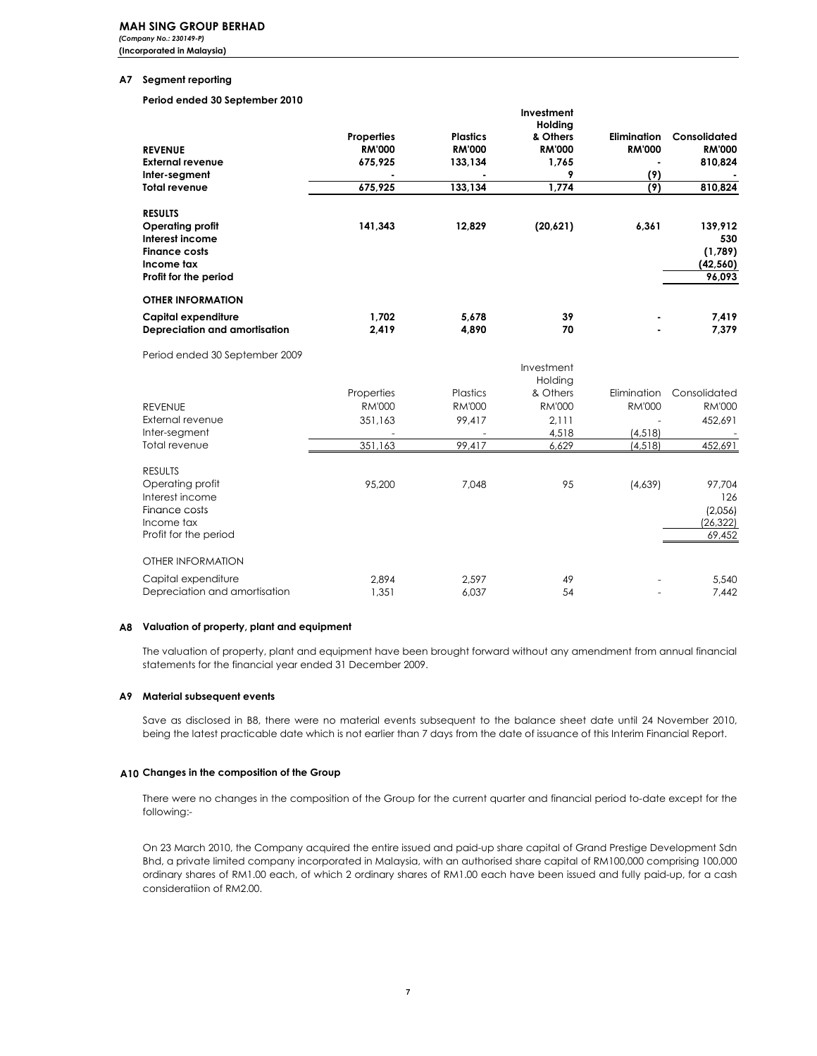### A7 Segment reporting

**Period ended 30 September 2010**

| REVENUE | Properties RM'000 | Plastics RM'000 | Investment Holding & Others RM'000 | Elimination RM'000 | Consolidated RM'000 |
|---|---|---|---|---|---|
| **External revenue** | **675,925** | **133,134** | **1,765** | **-** | **810,824** |
| **Inter-segment** | **-** | **-** | **9** | **(9)** | **-** |
| **Total revenue** | **675,925** | **133,134** | **1,774** | **(9)** | **810,824** |
| **RESULTS** | | | | | |
| **Operating profit** | **141,343** | **12,829** | **(20,621)** | **6,361** | **139,912** |
| **Interest income** | | | | | **530** |
| **Finance costs** | | | | | **(1,789)** |
| **Income tax** | | | | | **(42,560)** |
| **Profit for the period** | | | | | **96,093** |
| **OTHER INFORMATION** | | | | | |
| **Capital expenditure** | **1,702** | **5,678** | **39** | **-** | **7,419** |
| **Depreciation and amortisation** | **2,419** | **4,890** | **70** | **-** | **7,379** |

Period ended 30 September 2009

| REVENUE | Properties RM'000 | Plastics RM'000 | Investment Holding & Others RM'000 | Elimination RM'000 | Consolidated RM'000 |
|---|---|---|---|---|---|
| External revenue | 351,163 | 99,417 | 2,111 | - | 452,691 |
| Inter-segment | - | - | 4,518 | (4,518) | - |
| Total revenue | 351,163 | 99,417 | 6,629 | (4,518) | 452,691 |
| RESULTS | | | | | |
| Operating profit | 95,200 | 7,048 | 95 | (4,639) | 97,704 |
| Interest income | | | | | 126 |
| Finance costs | | | | | (2,056) |
| Income tax | | | | | (26,322) |
| Profit for the period | | | | | 69,452 |
| OTHER INFORMATION | | | | | |
| Capital expenditure | 2,894 | 2,597 | 49 | - | 5,540 |
| Depreciation and amortisation | 1,351 | 6,037 | 54 | - | 7,442 |

### A8 Valuation of property, plant and equipment

The valuation of property, plant and equipment have been brought forward without any amendment from annual financial statements for the financial year ended 31 December 2009.

### A9 Material subsequent events

Save as disclosed in B8, there were no material events subsequent to the balance sheet date until 24 November 2010, being the latest practicable date which is not earlier than 7 days from the date of issuance of this Interim Financial Report.

### A10 Changes in the composition of the Group

There were no changes in the composition of the Group for the current quarter and financial period to-date except for the following:-

On 23 March 2010, the Company acquired the entire issued and paid-up share capital of Grand Prestige Development Sdn Bhd, a private limited company incorporated in Malaysia, with an authorised share capital of RM100,000 comprising 100,000 ordinary shares of RM1.00 each, of which 2 ordinary shares of RM1.00 each have been issued and fully paid-up, for a cash consideratiion of RM2.00.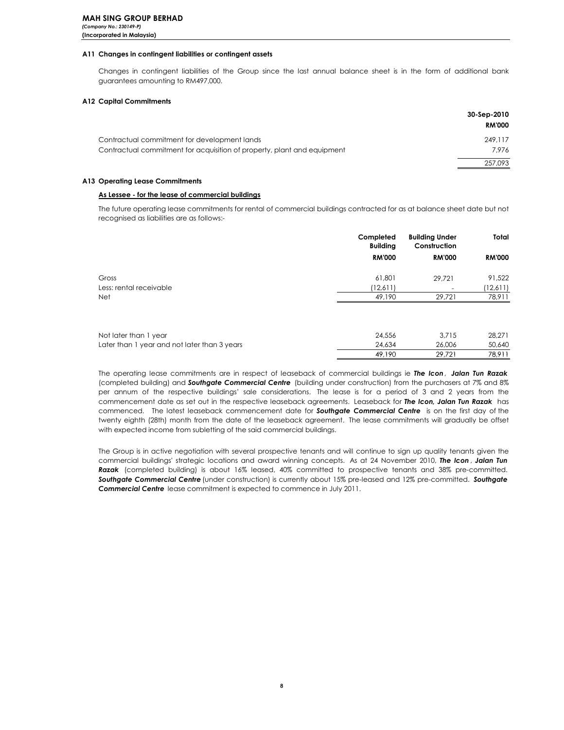**MAH SING GROUP BERHAD**
*(Company No.: 230149-P)*
**(Incorporated in Malaysia)**

### A11 Changes in contingent liabilities or contingent assets

Changes in contingent liabilities of the Group since the last annual balance sheet is in the form of additional bank guarantees amounting to RM497,000.

### A12 Capital Commitments

| | 30-Sep-2010 |
|---|---|
| | RM'000 |
| Contractual commitment for development lands | 249,117 |
| Contractual commitment for acquisition of property, plant and equipment | 7,976 |
| | 257,093 |

### A13 Operating Lease Commitments

**As Lessee - for the lease of commercial buildings**

The future operating lease commitments for rental of commercial buildings contracted for as at balance sheet date but not recognised as liabilities are as follows:-

| | Completed Building | Building Under Construction | Total |
|---|---|---|---|
| | RM'000 | RM'000 | RM'000 |
| Gross | 61,801 | 29,721 | 91,522 |
| Less: rental receivable | (12,611) | - | (12,611) |
| Net | 49,190 | 29,721 | 78,911 |
| | | | |
| Not later than 1 year | 24,556 | 3,715 | 28,271 |
| Later than 1 year and not later than 3 years | 24,634 | 26,006 | 50,640 |
| | 49,190 | 29,721 | 78,911 |

The operating lease commitments are in respect of leaseback of commercial buildings ie ***The Icon*, *Jalan Tun Razak*** (completed building) and ***Southgate Commercial Centre*** (building under construction) from the purchasers at 7% and 8% per annum of the respective buildings' sale considerations. The lease is for a period of 3 and 2 years from the commencement date as set out in the respective leaseback agreements. Leaseback for ***The Icon, Jalan Tun Razak*** has commenced. The latest leaseback commencement date for ***Southgate Commercial Centre*** is on the first day of the twenty eighth (28th) month from the date of the leaseback agreement. The lease commitments will gradually be offset with expected income from subletting of the said commercial buildings.

The Group is in active negotiation with several prospective tenants and will continue to sign up quality tenants given the commercial buildings' strategic locations and award winning concepts. As at 24 November 2010, ***The Icon*, *Jalan Tun Razak*** (completed building) is about 16% leased, 40% committed to prospective tenants and 38% pre-committed. ***Southgate Commercial Centre*** (under construction) is currently about 15% pre-leased and 12% pre-committed. ***Southgate Commercial Centre*** lease commitment is expected to commence in July 2011.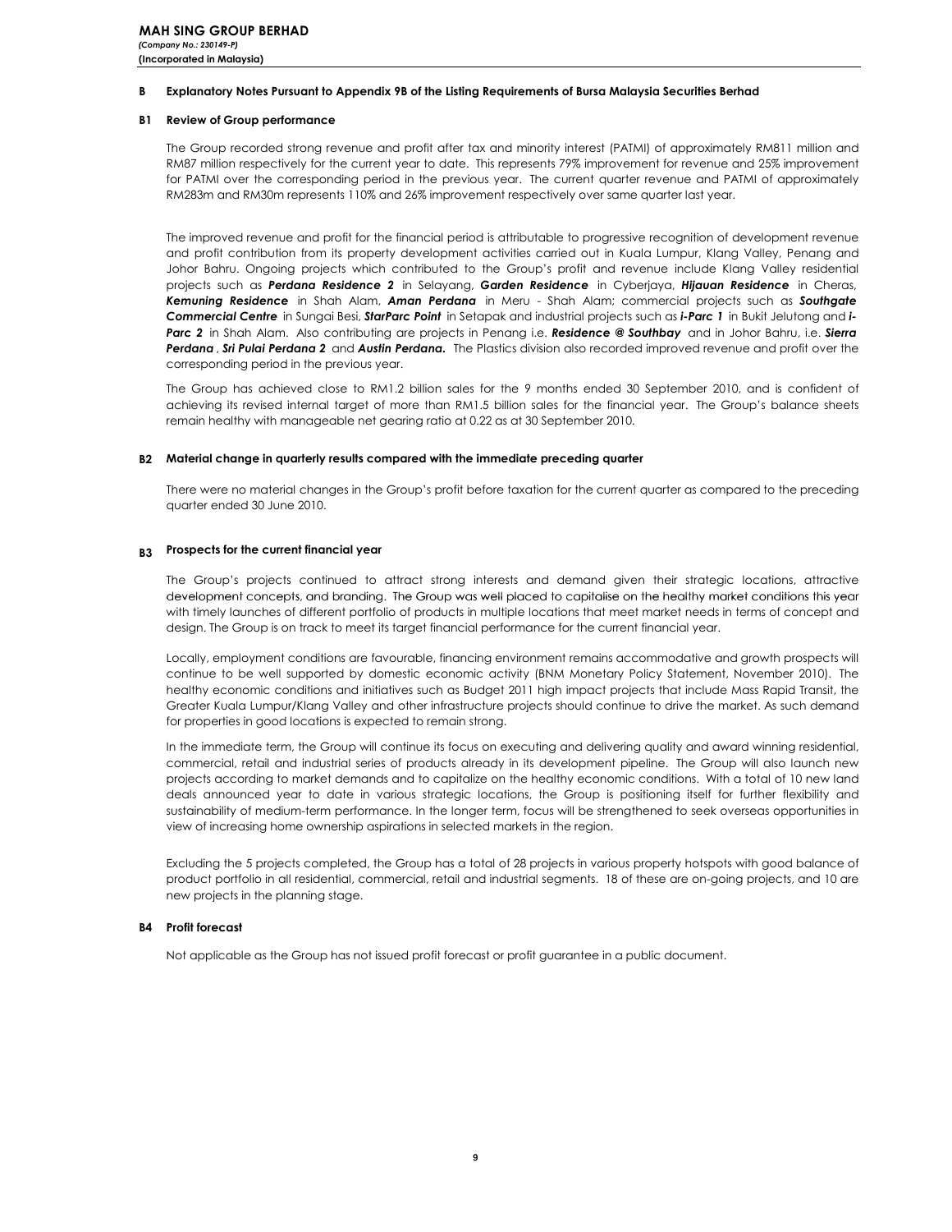## B Explanatory Notes Pursuant to Appendix 9B of the Listing Requirements of Bursa Malaysia Securities Berhad

### B1 Review of Group performance

The Group recorded strong revenue and profit after tax and minority interest (PATMI) of approximately RM811 million and RM87 million respectively for the current year to date. This represents 79% improvement for revenue and 25% improvement for PATMI over the corresponding period in the previous year. The current quarter revenue and PATMI of approximately RM283m and RM30m represents 110% and 26% improvement respectively over same quarter last year.

The improved revenue and profit for the financial period is attributable to progressive recognition of development revenue and profit contribution from its property development activities carried out in Kuala Lumpur, Klang Valley, Penang and Johor Bahru. Ongoing projects which contributed to the Group's profit and revenue include Klang Valley residential projects such as ***Perdana Residence 2*** in Selayang, ***Garden Residence*** in Cyberjaya, ***Hijauan Residence*** in Cheras, ***Kemuning Residence*** in Shah Alam, ***Aman Perdana*** in Meru - Shah Alam; commercial projects such as ***Southgate Commercial Centre*** in Sungai Besi, ***StarParc Point*** in Setapak and industrial projects such as ***i-Parc 1*** in Bukit Jelutong and ***i-Parc 2*** in Shah Alam. Also contributing are projects in Penang i.e. ***Residence @ Southbay*** and in Johor Bahru, i.e. ***Sierra Perdana***, ***Sri Pulai Perdana 2*** and ***Austin Perdana.*** The Plastics division also recorded improved revenue and profit over the corresponding period in the previous year.

The Group has achieved close to RM1.2 billion sales for the 9 months ended 30 September 2010, and is confident of achieving its revised internal target of more than RM1.5 billion sales for the financial year. The Group's balance sheets remain healthy with manageable net gearing ratio at 0.22 as at 30 September 2010.

### B2 Material change in quarterly results compared with the immediate preceding quarter

There were no material changes in the Group's profit before taxation for the current quarter as compared to the preceding quarter ended 30 June 2010.

### B3 Prospects for the current financial year

The Group's projects continued to attract strong interests and demand given their strategic locations, attractive development concepts, and branding. The Group was well placed to capitalise on the healthy market conditions this year with timely launches of different portfolio of products in multiple locations that meet market needs in terms of concept and design. The Group is on track to meet its target financial performance for the current financial year.

Locally, employment conditions are favourable, financing environment remains accommodative and growth prospects will continue to be well supported by domestic economic activity (BNM Monetary Policy Statement, November 2010). The healthy economic conditions and initiatives such as Budget 2011 high impact projects that include Mass Rapid Transit, the Greater Kuala Lumpur/Klang Valley and other infrastructure projects should continue to drive the market. As such demand for properties in good locations is expected to remain strong.

In the immediate term, the Group will continue its focus on executing and delivering quality and award winning residential, commercial, retail and industrial series of products already in its development pipeline. The Group will also launch new projects according to market demands and to capitalize on the healthy economic conditions. With a total of 10 new land deals announced year to date in various strategic locations, the Group is positioning itself for further flexibility and sustainability of medium-term performance. In the longer term, focus will be strengthened to seek overseas opportunities in view of increasing home ownership aspirations in selected markets in the region.

Excluding the 5 projects completed, the Group has a total of 28 projects in various property hotspots with good balance of product portfolio in all residential, commercial, retail and industrial segments. 18 of these are on-going projects, and 10 are new projects in the planning stage.

### B4 Profit forecast

Not applicable as the Group has not issued profit forecast or profit guarantee in a public document.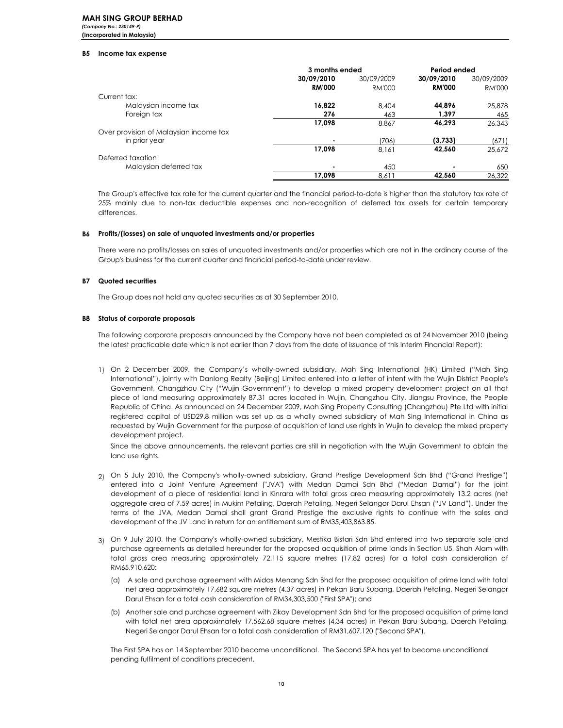**MAH SING GROUP BERHAD**
*(Company No.: 230149-P)*
**(Incorporated in Malaysia)**

### B5 Income tax expense

| | 3 months ended | | Period ended | |
|---|---|---|---|---|
| | **30/09/2010** | 30/09/2009 | **30/09/2010** | 30/09/2009 |
| | **RM'000** | RM'000 | **RM'000** | RM'000 |
| Current tax: | | | | |
| Malaysian income tax | **16,822** | 8,404 | **44,896** | 25,878 |
| Foreign tax | **276** | 463 | **1,397** | 465 |
| | **17,098** | 8,867 | **46,293** | 26,343 |
| Over provision of Malaysian income tax in prior year | **-** | (706) | **(3,733)** | (671) |
| | **17,098** | 8,161 | **42,560** | 25,672 |
| Deferred taxation | | | | |
| Malaysian deferred tax | **-** | 450 | **-** | 650 |
| | **17,098** | 8,611 | **42,560** | 26,322 |

The Group's effective tax rate for the current quarter and the financial period-to-date is higher than the statutory tax rate of 25% mainly due to non-tax deductible expenses and non-recognition of deferred tax assets for certain temporary differences.

### B6 Profits/(losses) on sale of unquoted investments and/or properties

There were no profits/losses on sales of unquoted investments and/or properties which are not in the ordinary course of the Group's business for the current quarter and financial period-to-date under review.

### B7 Quoted securities

The Group does not hold any quoted securities as at 30 September 2010.

### B8 Status of corporate proposals

The following corporate proposals announced by the Company have not been completed as at 24 November 2010 (being the latest practicable date which is not earlier than 7 days from the date of issuance of this Interim Financial Report):

1) On 2 December 2009, the Company's wholly-owned subsidiary, Mah Sing International (HK) Limited ("Mah Sing International"), jointly with Danlong Realty (Beijing) Limited entered into a letter of intent with the Wujin District People's Government, Changzhou City ("Wujin Government") to develop a mixed property development project on all that piece of land measuring approximately 87.31 acres located in Wujin, Changzhou City, Jiangsu Province, the People Republic of China. As announced on 24 December 2009, Mah Sing Property Consulting (Changzhou) Pte Ltd with initial registered capital of USD29.8 million was set up as a wholly owned subsidiary of Mah Sing International in China as requested by Wujin Government for the purpose of acquisition of land use rights in Wujin to develop the mixed property development project.

   Since the above announcements, the relevant parties are still in negotiation with the Wujin Government to obtain the land use rights.

2) On 5 July 2010, the Company's wholly-owned subsidiary, Grand Prestige Development Sdn Bhd ("Grand Prestige") entered into a Joint Venture Agreement ("JVA") with Medan Damai Sdn Bhd ("Medan Damai") for the joint development of a piece of residential land in Kinrara with total gross area measuring approximately 13.2 acres (net aggregate area of 7.59 acres) in Mukim Petaling, Daerah Petaling, Negeri Selangor Darul Ehsan ("JV Land"). Under the terms of the JVA, Medan Damai shall grant Grand Prestige the exclusive rights to continue with the sales and development of the JV Land in return for an entitlement sum of RM35,403,863.85.

3) On 9 July 2010, the Company's wholly-owned subsidiary, Mestika Bistari Sdn Bhd entered into two separate sale and purchase agreements as detailed hereunder for the proposed acquisition of prime lands in Section U5, Shah Alam with total gross area measuring approximately 72,115 square metres (17.82 acres) for a total cash consideration of RM65,910,620:

   (a) A sale and purchase agreement with Midas Menang Sdn Bhd for the proposed acquisition of prime land with total net area approximately 17,682 square metres (4.37 acres) in Pekan Baru Subang, Daerah Petaling, Negeri Selangor Darul Ehsan for a total cash consideration of RM34,303,500 ("First SPA"); and

   (b) Another sale and purchase agreement with Zikay Development Sdn Bhd for the proposed acquisition of prime land with total net area approximately 17,562.68 square metres (4.34 acres) in Pekan Baru Subang, Daerah Petaling, Negeri Selangor Darul Ehsan for a total cash consideration of RM31,607,120 ("Second SPA").

   The First SPA has on 14 September 2010 become unconditional. The Second SPA has yet to become unconditional pending fulfilment of conditions precedent.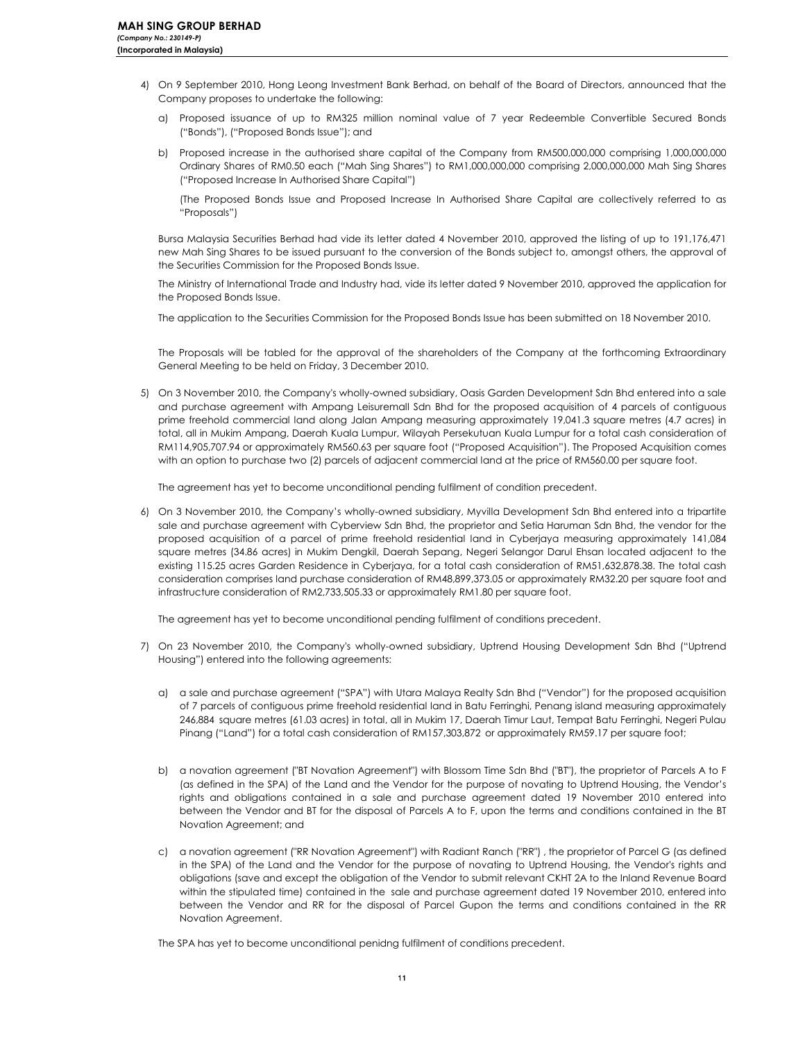4) On 9 September 2010, Hong Leong Investment Bank Berhad, on behalf of the Board of Directors, announced that the Company proposes to undertake the following:

   a) Proposed issuance of up to RM325 million nominal value of 7 year Redeemble Convertible Secured Bonds ("Bonds"), ("Proposed Bonds Issue"); and

   b) Proposed increase in the authorised share capital of the Company from RM500,000,000 comprising 1,000,000,000 Ordinary Shares of RM0.50 each ("Mah Sing Shares") to RM1,000,000,000 comprising 2,000,000,000 Mah Sing Shares ("Proposed Increase In Authorised Share Capital")

   (The Proposed Bonds Issue and Proposed Increase In Authorised Share Capital are collectively referred to as "Proposals")

   Bursa Malaysia Securities Berhad had vide its letter dated 4 November 2010, approved the listing of up to 191,176,471 new Mah Sing Shares to be issued pursuant to the conversion of the Bonds subject to, amongst others, the approval of the Securities Commission for the Proposed Bonds Issue.

   The Ministry of International Trade and Industry had, vide its letter dated 9 November 2010, approved the application for the Proposed Bonds Issue.

   The application to the Securities Commission for the Proposed Bonds Issue has been submitted on 18 November 2010.

   The Proposals will be tabled for the approval of the shareholders of the Company at the forthcoming Extraordinary General Meeting to be held on Friday, 3 December 2010.

5) On 3 November 2010, the Company's wholly-owned subsidiary, Oasis Garden Development Sdn Bhd entered into a sale and purchase agreement with Ampang Leisuremall Sdn Bhd for the proposed acquisition of 4 parcels of contiguous prime freehold commercial land along Jalan Ampang measuring approximately 19,041.3 square metres (4.7 acres) in total, all in Mukim Ampang, Daerah Kuala Lumpur, Wilayah Persekutuan Kuala Lumpur for a total cash consideration of RM114,905,707.94 or approximately RM560.63 per square foot ("Proposed Acquisition"). The Proposed Acquisition comes with an option to purchase two (2) parcels of adjacent commercial land at the price of RM560.00 per square foot.

   The agreement has yet to become unconditional pending fulfilment of condition precedent.

6) On 3 November 2010, the Company's wholly-owned subsidiary, Myvilla Development Sdn Bhd entered into a tripartite sale and purchase agreement with Cyberview Sdn Bhd, the proprietor and Setia Haruman Sdn Bhd, the vendor for the proposed acquisition of a parcel of prime freehold residential land in Cyberjaya measuring approximately 141,084 square metres (34.86 acres) in Mukim Dengkil, Daerah Sepang, Negeri Selangor Darul Ehsan located adjacent to the existing 115.25 acres Garden Residence in Cyberjaya, for a total cash consideration of RM51,632,878.38. The total cash consideration comprises land purchase consideration of RM48,899,373.05 or approximately RM32.20 per square foot and infrastructure consideration of RM2,733,505.33 or approximately RM1.80 per square foot.

   The agreement has yet to become unconditional pending fulfilment of conditions precedent.

7) On 23 November 2010, the Company's wholly-owned subsidiary, Uptrend Housing Development Sdn Bhd ("Uptrend Housing") entered into the following agreements:

   a) a sale and purchase agreement ("SPA") with Utara Malaya Realty Sdn Bhd ("Vendor") for the proposed acquisition of 7 parcels of contiguous prime freehold residential land in Batu Ferringhi, Penang island measuring approximately 246,884 square metres (61.03 acres) in total, all in Mukim 17, Daerah Timur Laut, Tempat Batu Ferringhi, Negeri Pulau Pinang ("Land") for a total cash consideration of RM157,303,872 or approximately RM59.17 per square foot;

   b) a novation agreement ("BT Novation Agreement") with Blossom Time Sdn Bhd ("BT"), the proprietor of Parcels A to F (as defined in the SPA) of the Land and the Vendor for the purpose of novating to Uptrend Housing, the Vendor's rights and obligations contained in a sale and purchase agreement dated 19 November 2010 entered into between the Vendor and BT for the disposal of Parcels A to F, upon the terms and conditions contained in the BT Novation Agreement; and

   c) a novation agreement ("RR Novation Agreement") with Radiant Ranch ("RR") , the proprietor of Parcel G (as defined in the SPA) of the Land and the Vendor for the purpose of novating to Uptrend Housing, the Vendor's rights and obligations (save and except the obligation of the Vendor to submit relevant CKHT 2A to the Inland Revenue Board within the stipulated time) contained in the sale and purchase agreement dated 19 November 2010, entered into between the Vendor and RR for the disposal of Parcel Gupon the terms and conditions contained in the RR Novation Agreement.

   The SPA has yet to become unconditional penidng fulfilment of conditions precedent.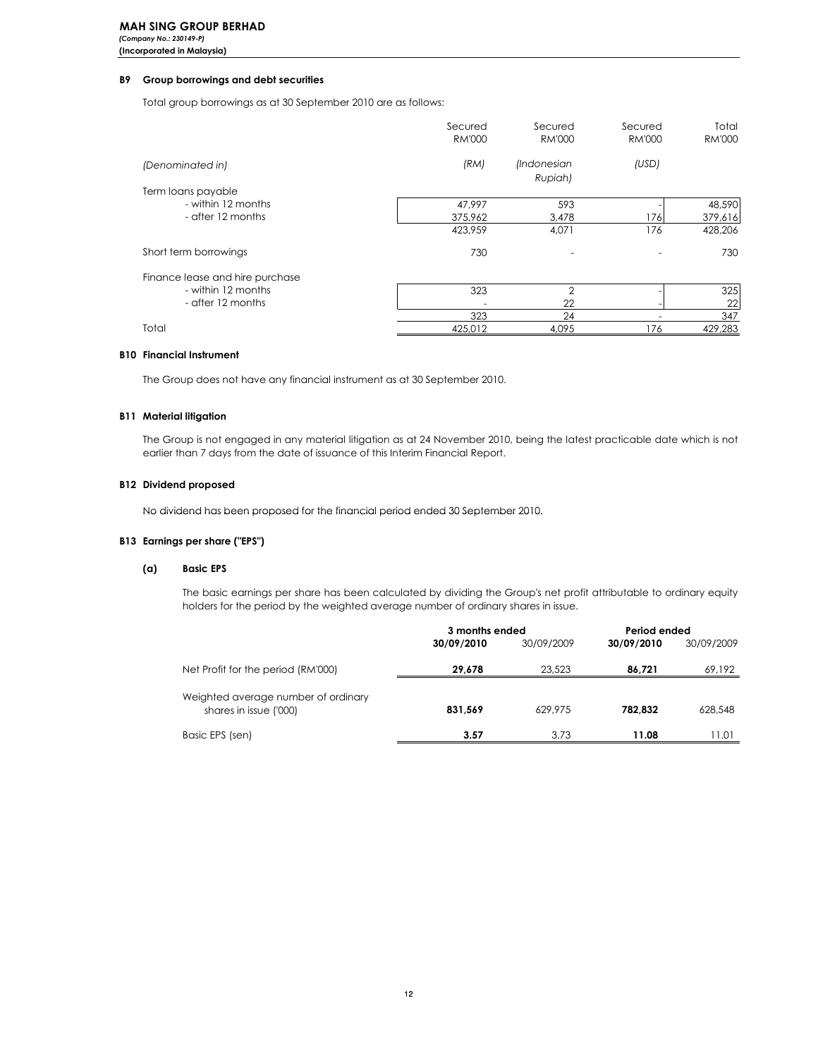**MAH SING GROUP BERHAD**
*(Company No.: 230149-P)*
**(Incorporated in Malaysia)**

### B9 Group borrowings and debt securities

Total group borrowings as at 30 September 2010 are as follows:

| | Secured RM'000 | Secured RM'000 | Secured RM'000 | Total RM'000 |
|---|---|---|---|---|
| *(Denominated in)* | *(RM)* | *(Indonesian Rupiah)* | *(USD)* | |
| Term loans payable | | | | |
| - within 12 months | 47,997 | 593 | - | 48,590 |
| - after 12 months | 375,962 | 3,478 | 176 | 379,616 |
| | 423,959 | 4,071 | 176 | 428,206 |
| Short term borrowings | 730 | - | - | 730 |
| Finance lease and hire purchase | | | | |
| - within 12 months | 323 | 2 | - | 325 |
| - after 12 months | - | 22 | - | 22 |
| | 323 | 24 | - | 347 |
| Total | 425,012 | 4,095 | 176 | 429,283 |

### B10 Financial Instrument

The Group does not have any financial instrument as at 30 September 2010.

### B11 Material litigation

The Group is not engaged in any material litigation as at 24 November 2010, being the latest practicable date which is not earlier than 7 days from the date of issuance of this Interim Financial Report.

### B12 Dividend proposed

No dividend has been proposed for the financial period ended 30 September 2010.

### B13 Earnings per share ("EPS")

#### (a) Basic EPS

The basic earnings per share has been calculated by dividing the Group's net profit attributable to ordinary equity holders for the period by the weighted average number of ordinary shares in issue.

| | 3 months ended | | Period ended | |
|---|---|---|---|---|
| | **30/09/2010** | 30/09/2009 | **30/09/2010** | 30/09/2009 |
| Net Profit for the period (RM'000) | **29,678** | 23,523 | **86,721** | 69,192 |
| Weighted average number of ordinary shares in issue ('000) | **831,569** | 629,975 | **782,832** | 628,548 |
| Basic EPS (sen) | **3.57** | 3.73 | **11.08** | 11.01 |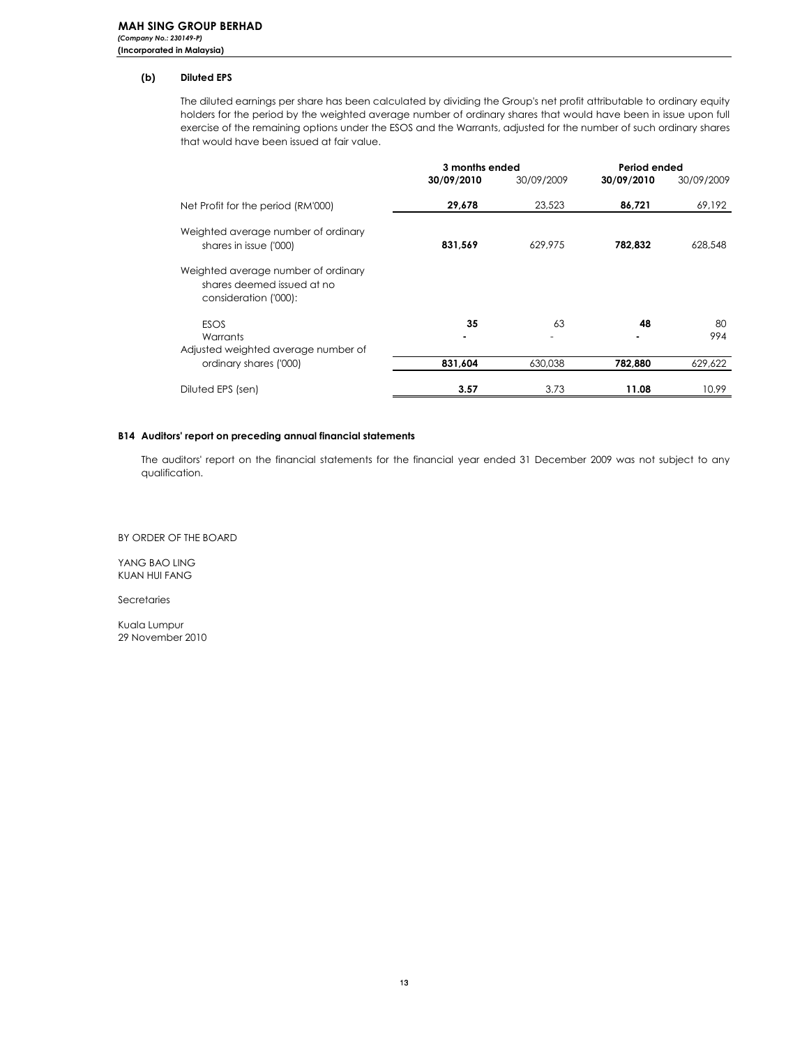MAH SING GROUP BERHAD
*(Company No.: 230149-P)*
**(Incorporated in Malaysia)**

### (b) Diluted EPS

The diluted earnings per share has been calculated by dividing the Group's net profit attributable to ordinary equity holders for the period by the weighted average number of ordinary shares that would have been in issue upon full exercise of the remaining options under the ESOS and the Warrants, adjusted for the number of such ordinary shares that would have been issued at fair value.

| | 3 months ended | | Period ended | |
|---|---|---|---|---|
| | **30/09/2010** | 30/09/2009 | **30/09/2010** | 30/09/2009 |
| Net Profit for the period (RM'000) | **29,678** | 23,523 | **86,721** | 69,192 |
| Weighted average number of ordinary shares in issue ('000) | **831,569** | 629,975 | **782,832** | 628,548 |
| Weighted average number of ordinary shares deemed issued at no consideration ('000): | | | | |
| ESOS | **35** | 63 | **48** | 80 |
| Warrants | **-** | - | **-** | 994 |
| Adjusted weighted average number of ordinary shares ('000) | **831,604** | 630,038 | **782,880** | 629,622 |
| Diluted EPS (sen) | **3.57** | 3.73 | **11.08** | 10.99 |

### B14 Auditors' report on preceding annual financial statements

The auditors' report on the financial statements for the financial year ended 31 December 2009 was not subject to any qualification.

BY ORDER OF THE BOARD

YANG BAO LING
KUAN HUI FANG

Secretaries

Kuala Lumpur
29 November 2010